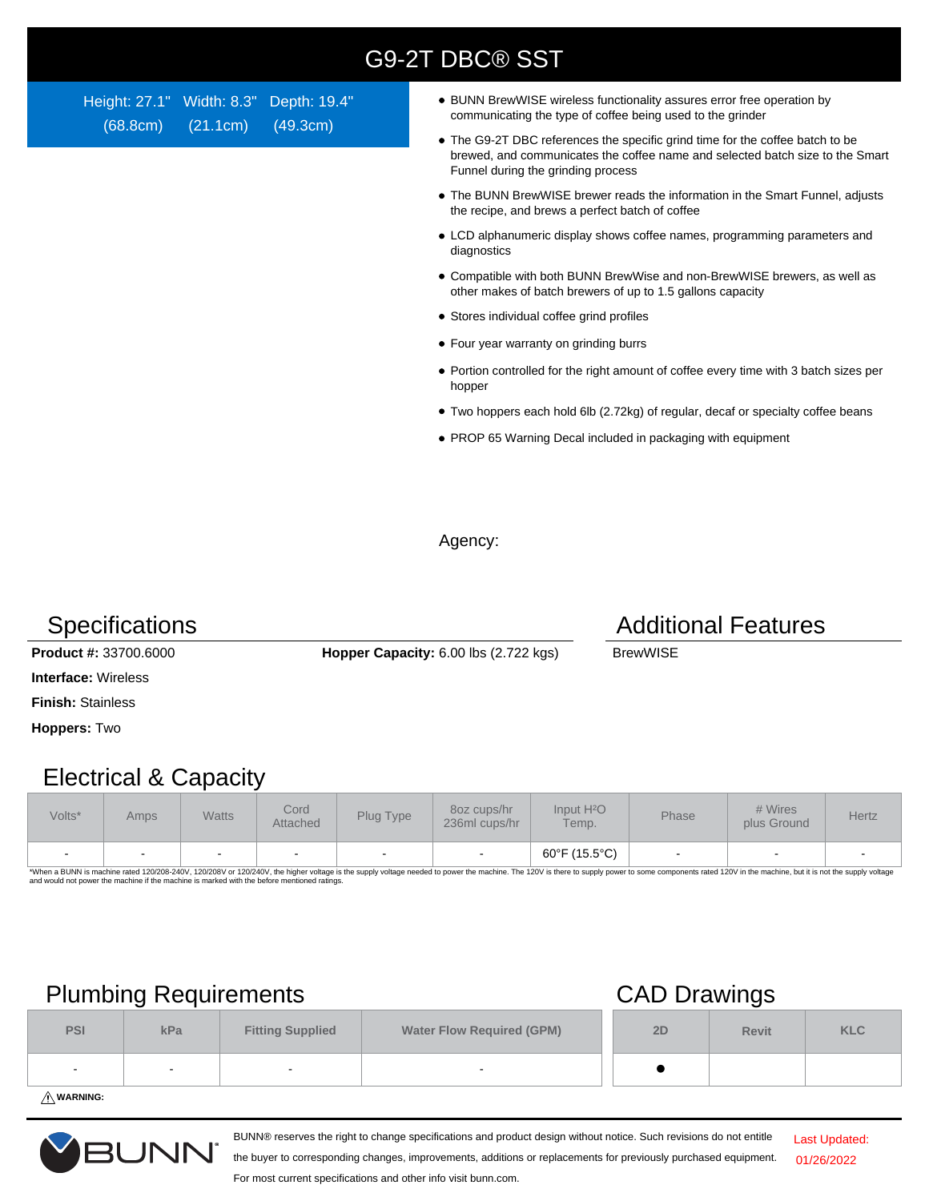# G9-2T DBC® SST

Height: 27.1" (68.8cm) Width: 8.3" (21.1cm) Depth: 19.4" (49.3cm)

- BUNN BrewWISE wireless functionality assures error free operation by communicating the type of coffee being used to the grinder
- The G9-2T DBC references the specific grind time for the coffee batch to be brewed, and communicates the coffee name and selected batch size to the Smart Funnel during the grinding process
- The BUNN BrewWISE brewer reads the information in the Smart Funnel, adjusts the recipe, and brews a perfect batch of coffee
- LCD alphanumeric display shows coffee names, programming parameters and diagnostics
- Compatible with both BUNN BrewWise and non-BrewWISE brewers, as well as other makes of batch brewers of up to 1.5 gallons capacity
- Stores individual coffee grind profiles
- Four year warranty on grinding burrs
- Portion controlled for the right amount of coffee every time with 3 batch sizes per hopper
- Two hoppers each hold 6lb (2.72kg) of regular, decaf or specialty coffee beans
- PROP 65 Warning Decal included in packaging with equipment

Agency:

## Specifications

**Product #:** 33700.6000

**Hopper Capacity:** 6.00 lbs (2.722 kgs)

**Interface:** Wireless

**Finish:** Stainless

**Hoppers:** Two

## Additional Features

BrewWISE

## Electrical & Capacity

| Volts* | Amps | Watts | Cord Attached | Plug Type | 8oz cups/hr 236ml cups/hr | Input $H^2O$ Temp. | Phase | # Wires plus Ground | Hertz |
|---|---|---|---|---|---|---|---|---|---|
| - | - | - | - | - | - | 60°F (15.5°C) | - | - | - |

*When a BUNN is machine rated 120/208-240V, 120/208V or 120/240V, the higher voltage is the supply voltage needed to power the machine. The 120V is there to supply power to some components rated 120V in the machine, but it is not the supply voltage and would not power the machine if the machine is marked with the before mentioned ratings.

## Plumbing Requirements

| PSI | kPa | Fitting Supplied | Water Flow Required (GPM) |
|---|---|---|---|
| - | - | - | - |

⚠ **WARNING:**

## CAD Drawings

| 2D | Revit | KLC |
|---|---|---|
| ● | | |

BUNN® reserves the right to change specifications and product design without notice. Such revisions do not entitle the buyer to corresponding changes, improvements, additions or replacements for previously purchased equipment. For most current specifications and other info visit bunn.com.

Last Updated: 01/26/2022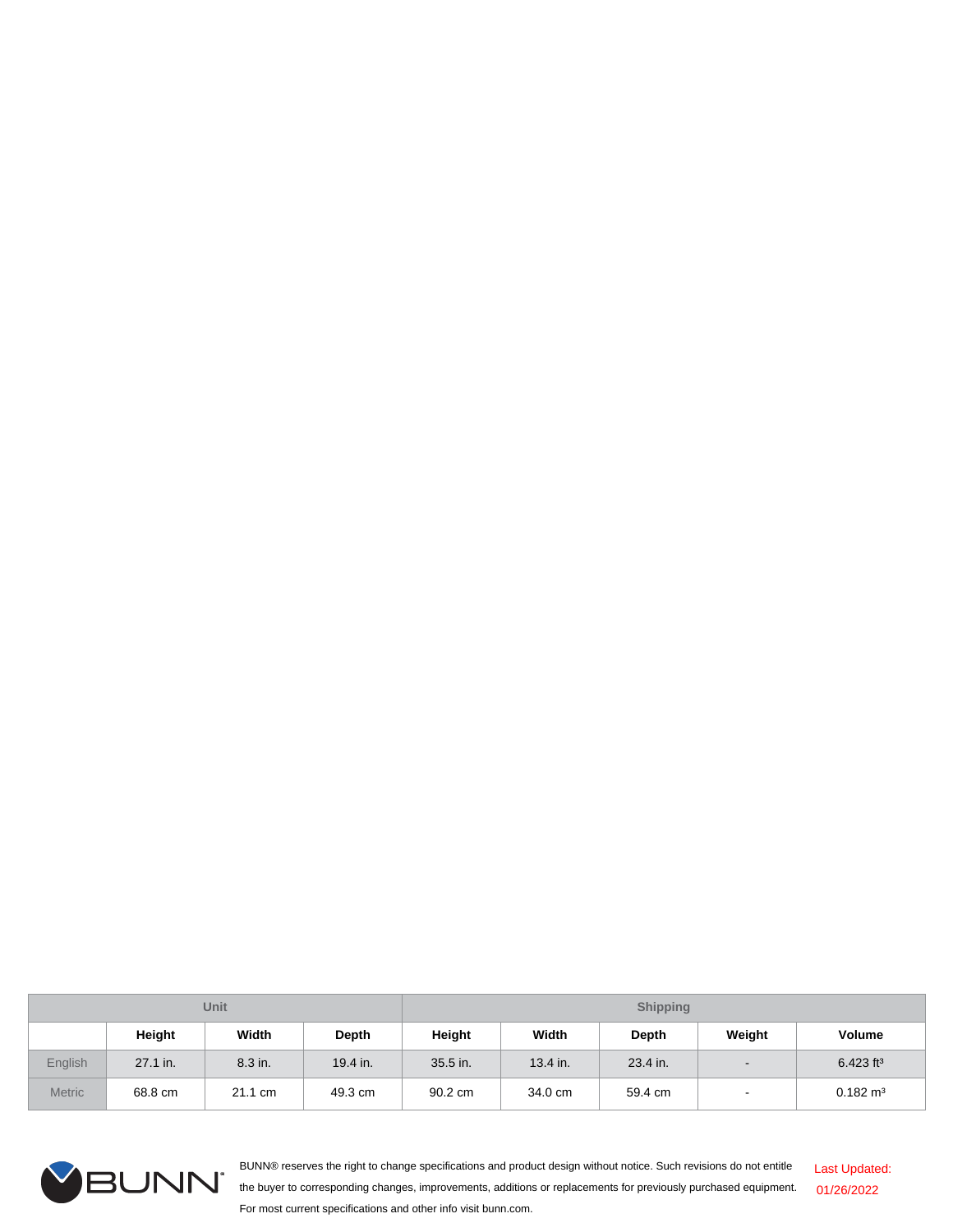| Unit | | | | Shipping | | | | |
|---|---|---|---|---|---|---|---|---|
| | Height | Width | Depth | Height | Width | Depth | Weight | Volume |
| English | 27.1 in. | 8.3 in. | 19.4 in. | 35.5 in. | 13.4 in. | 23.4 in. | - | 6.423 $ft^3$ |
| Metric | 68.8 cm | 21.1 cm | 49.3 cm | 90.2 cm | 34.0 cm | 59.4 cm | - | 0.182 $m^3$ |

BUNN® reserves the right to change specifications and product design without notice. Such revisions do not entitle the buyer to corresponding changes, improvements, additions or replacements for previously purchased equipment. For most current specifications and other info visit bunn.com.

Last Updated: 01/26/2022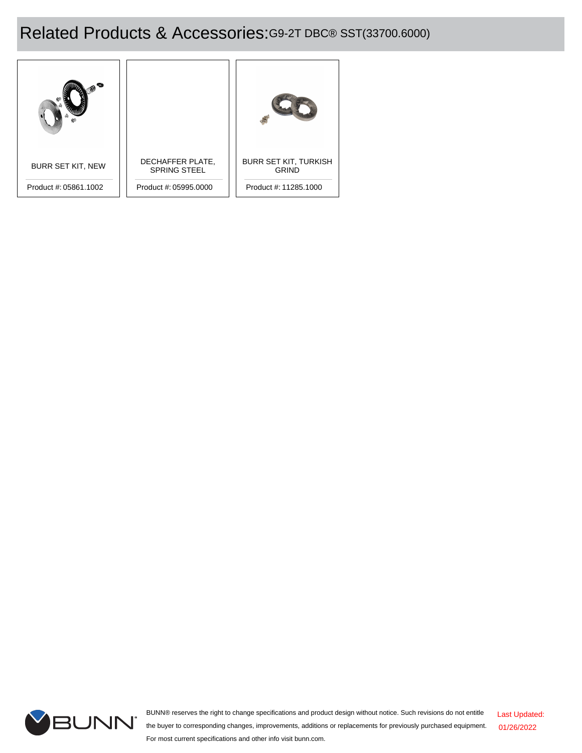# Related Products & Accessories: G9-2T DBC® SST(33700.6000)

| Product | Product # |
|---|---|
| BURR SET KIT, NEW | 05861.1002 |
| DECHAFFER PLATE, SPRING STEEL | 05995.0000 |
| BURR SET KIT, TURKISH GRIND | 11285.1000 |

BUNN® reserves the right to change specifications and product design without notice. Such revisions do not entitle the buyer to corresponding changes, improvements, additions or replacements for previously purchased equipment. For most current specifications and other info visit bunn.com.

Last Updated: 01/26/2022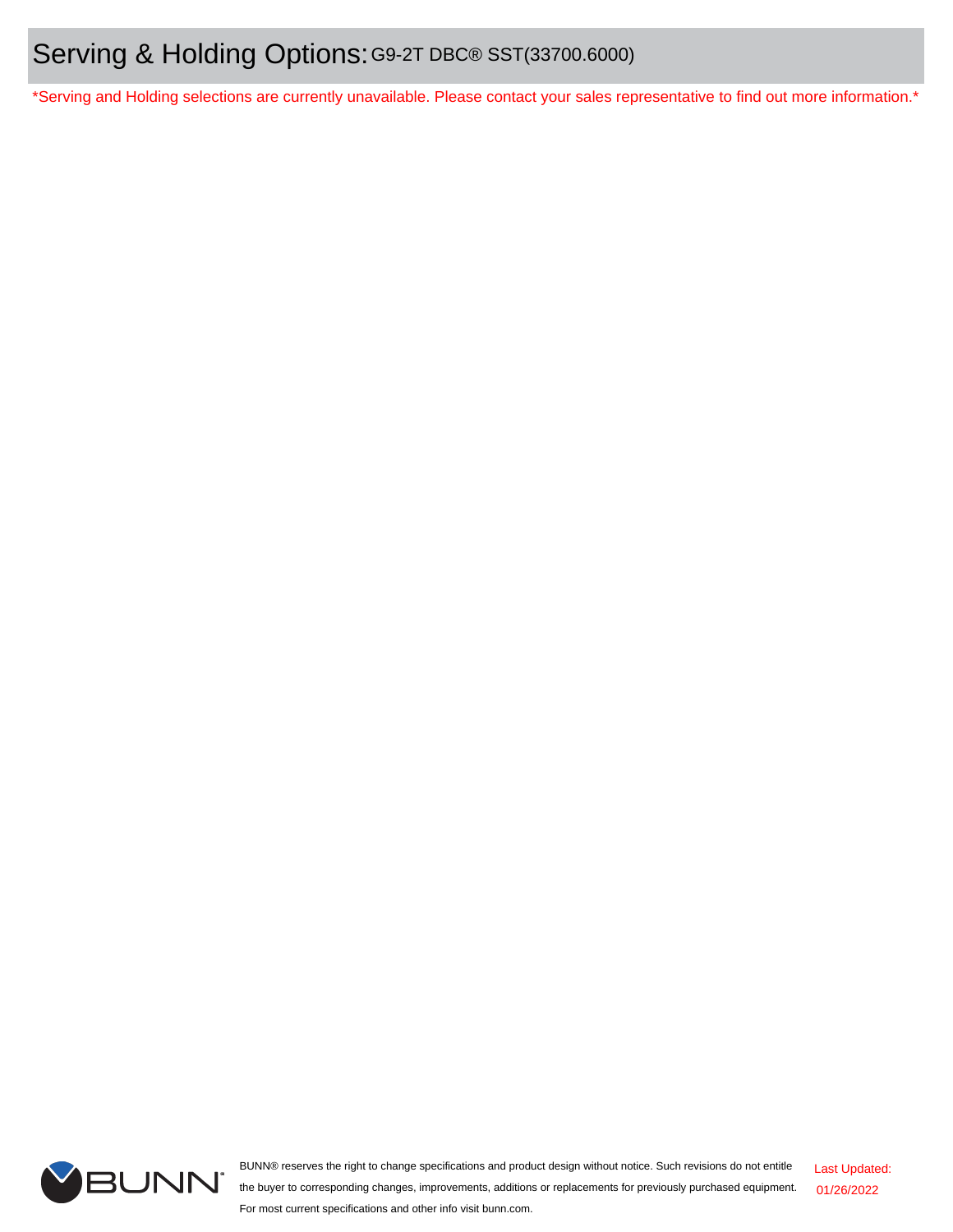# Serving & Holding Options: G9-2T DBC® SST(33700.6000)

*Serving and Holding selections are currently unavailable. Please contact your sales representative to find out more information.*

BUNN® reserves the right to change specifications and product design without notice. Such revisions do not entitle the buyer to corresponding changes, improvements, additions or replacements for previously purchased equipment. For most current specifications and other info visit bunn.com.

Last Updated: 01/26/2022